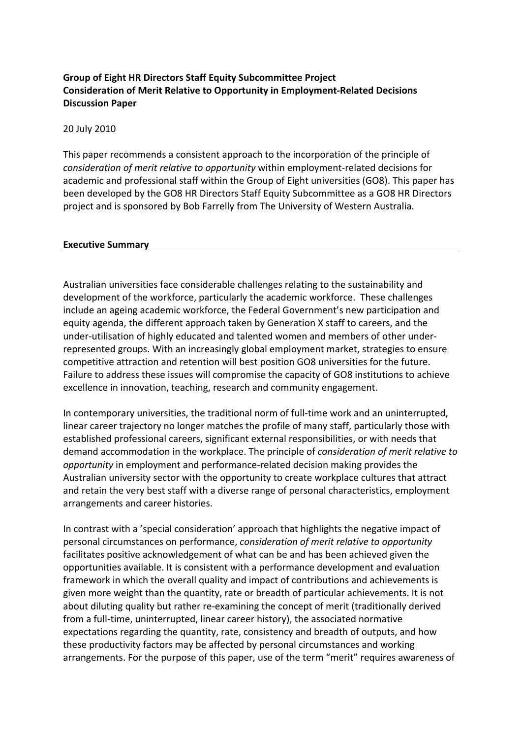**Group of Eight HR Directors Staff Equity Subcommittee Project**
**Consideration of Merit Relative to Opportunity in Employment-Related Decisions**
**Discussion Paper**

20 July 2010

This paper recommends a consistent approach to the incorporation of the principle of *consideration of merit relative to opportunity* within employment-related decisions for academic and professional staff within the Group of Eight universities (GO8). This paper has been developed by the GO8 HR Directors Staff Equity Subcommittee as a GO8 HR Directors project and is sponsored by Bob Farrelly from The University of Western Australia.

## Executive Summary

Australian universities face considerable challenges relating to the sustainability and development of the workforce, particularly the academic workforce. These challenges include an ageing academic workforce, the Federal Government's new participation and equity agenda, the different approach taken by Generation X staff to careers, and the under-utilisation of highly educated and talented women and members of other under-represented groups. With an increasingly global employment market, strategies to ensure competitive attraction and retention will best position GO8 universities for the future. Failure to address these issues will compromise the capacity of GO8 institutions to achieve excellence in innovation, teaching, research and community engagement.

In contemporary universities, the traditional norm of full-time work and an uninterrupted, linear career trajectory no longer matches the profile of many staff, particularly those with established professional careers, significant external responsibilities, or with needs that demand accommodation in the workplace. The principle of *consideration of merit relative to opportunity* in employment and performance-related decision making provides the Australian university sector with the opportunity to create workplace cultures that attract and retain the very best staff with a diverse range of personal characteristics, employment arrangements and career histories.

In contrast with a 'special consideration' approach that highlights the negative impact of personal circumstances on performance, *consideration of merit relative to opportunity* facilitates positive acknowledgement of what can be and has been achieved given the opportunities available. It is consistent with a performance development and evaluation framework in which the overall quality and impact of contributions and achievements is given more weight than the quantity, rate or breadth of particular achievements. It is not about diluting quality but rather re-examining the concept of merit (traditionally derived from a full-time, uninterrupted, linear career history), the associated normative expectations regarding the quantity, rate, consistency and breadth of outputs, and how these productivity factors may be affected by personal circumstances and working arrangements. For the purpose of this paper, use of the term "merit" requires awareness of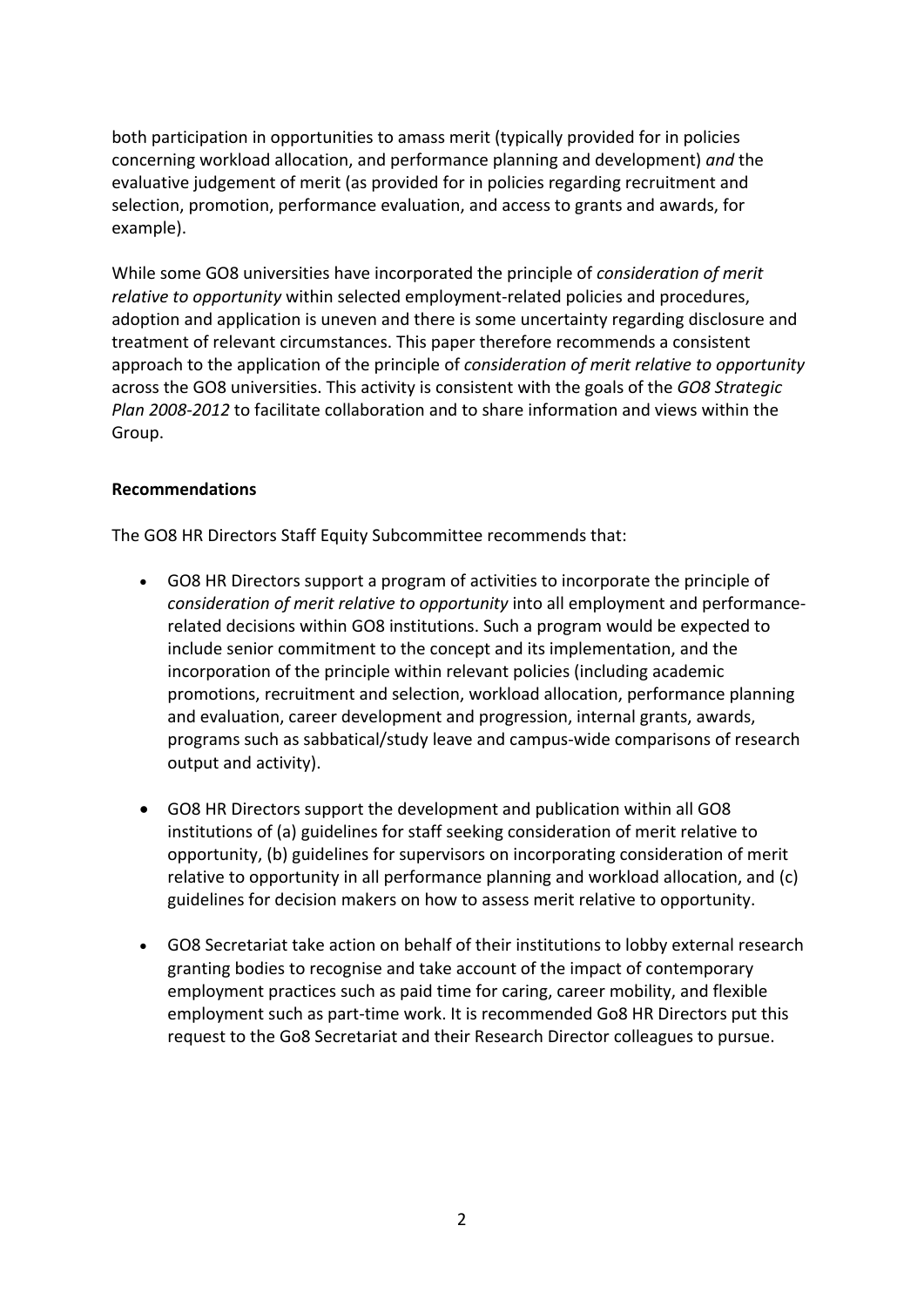both participation in opportunities to amass merit (typically provided for in policies concerning workload allocation, and performance planning and development) *and* the evaluative judgement of merit (as provided for in policies regarding recruitment and selection, promotion, performance evaluation, and access to grants and awards, for example).

While some GO8 universities have incorporated the principle of *consideration of merit relative to opportunity* within selected employment-related policies and procedures, adoption and application is uneven and there is some uncertainty regarding disclosure and treatment of relevant circumstances. This paper therefore recommends a consistent approach to the application of the principle of *consideration of merit relative to opportunity* across the GO8 universities. This activity is consistent with the goals of the *GO8 Strategic Plan 2008-2012* to facilitate collaboration and to share information and views within the Group.

**Recommendations**

The GO8 HR Directors Staff Equity Subcommittee recommends that:

- GO8 HR Directors support a program of activities to incorporate the principle of *consideration of merit relative to opportunity* into all employment and performance-related decisions within GO8 institutions. Such a program would be expected to include senior commitment to the concept and its implementation, and the incorporation of the principle within relevant policies (including academic promotions, recruitment and selection, workload allocation, performance planning and evaluation, career development and progression, internal grants, awards, programs such as sabbatical/study leave and campus-wide comparisons of research output and activity).

- GO8 HR Directors support the development and publication within all GO8 institutions of (a) guidelines for staff seeking consideration of merit relative to opportunity, (b) guidelines for supervisors on incorporating consideration of merit relative to opportunity in all performance planning and workload allocation, and (c) guidelines for decision makers on how to assess merit relative to opportunity.

- GO8 Secretariat take action on behalf of their institutions to lobby external research granting bodies to recognise and take account of the impact of contemporary employment practices such as paid time for caring, career mobility, and flexible employment such as part-time work. It is recommended Go8 HR Directors put this request to the Go8 Secretariat and their Research Director colleagues to pursue.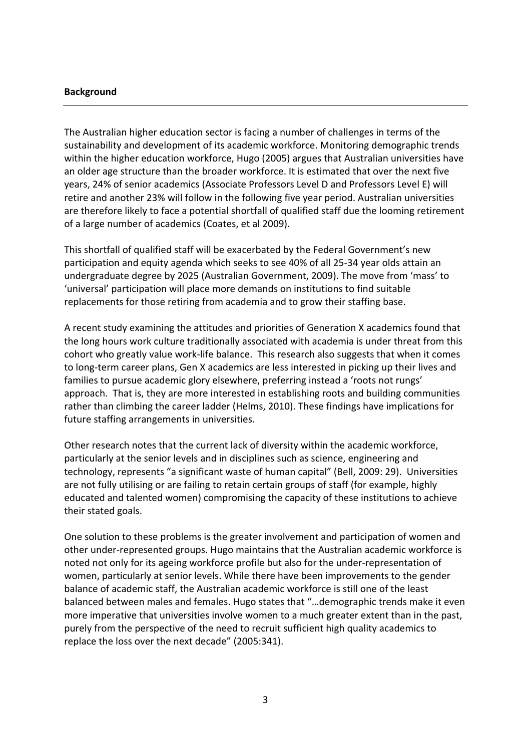**Background**

The Australian higher education sector is facing a number of challenges in terms of the sustainability and development of its academic workforce. Monitoring demographic trends within the higher education workforce, Hugo (2005) argues that Australian universities have an older age structure than the broader workforce. It is estimated that over the next five years, 24% of senior academics (Associate Professors Level D and Professors Level E) will retire and another 23% will follow in the following five year period. Australian universities are therefore likely to face a potential shortfall of qualified staff due the looming retirement of a large number of academics (Coates, et al 2009).

This shortfall of qualified staff will be exacerbated by the Federal Government's new participation and equity agenda which seeks to see 40% of all 25-34 year olds attain an undergraduate degree by 2025 (Australian Government, 2009). The move from 'mass' to 'universal' participation will place more demands on institutions to find suitable replacements for those retiring from academia and to grow their staffing base.

A recent study examining the attitudes and priorities of Generation X academics found that the long hours work culture traditionally associated with academia is under threat from this cohort who greatly value work-life balance. This research also suggests that when it comes to long-term career plans, Gen X academics are less interested in picking up their lives and families to pursue academic glory elsewhere, preferring instead a 'roots not rungs' approach. That is, they are more interested in establishing roots and building communities rather than climbing the career ladder (Helms, 2010). These findings have implications for future staffing arrangements in universities.

Other research notes that the current lack of diversity within the academic workforce, particularly at the senior levels and in disciplines such as science, engineering and technology, represents "a significant waste of human capital" (Bell, 2009: 29). Universities are not fully utilising or are failing to retain certain groups of staff (for example, highly educated and talented women) compromising the capacity of these institutions to achieve their stated goals.

One solution to these problems is the greater involvement and participation of women and other under-represented groups. Hugo maintains that the Australian academic workforce is noted not only for its ageing workforce profile but also for the under-representation of women, particularly at senior levels. While there have been improvements to the gender balance of academic staff, the Australian academic workforce is still one of the least balanced between males and females. Hugo states that "…demographic trends make it even more imperative that universities involve women to a much greater extent than in the past, purely from the perspective of the need to recruit sufficient high quality academics to replace the loss over the next decade" (2005:341).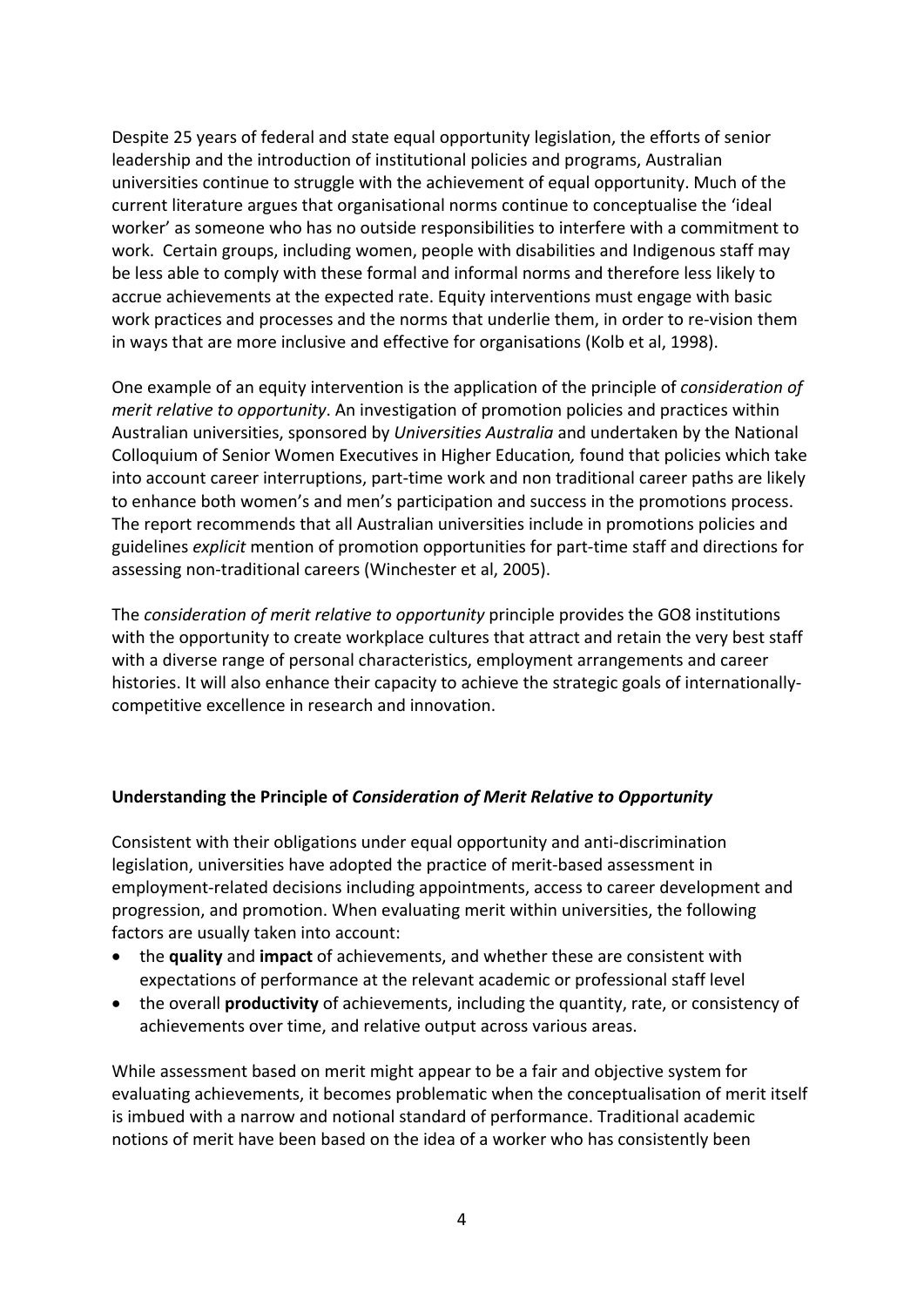Despite 25 years of federal and state equal opportunity legislation, the efforts of senior leadership and the introduction of institutional policies and programs, Australian universities continue to struggle with the achievement of equal opportunity. Much of the current literature argues that organisational norms continue to conceptualise the 'ideal worker' as someone who has no outside responsibilities to interfere with a commitment to work. Certain groups, including women, people with disabilities and Indigenous staff may be less able to comply with these formal and informal norms and therefore less likely to accrue achievements at the expected rate. Equity interventions must engage with basic work practices and processes and the norms that underlie them, in order to re-vision them in ways that are more inclusive and effective for organisations (Kolb et al, 1998).

One example of an equity intervention is the application of the principle of *consideration of merit relative to opportunity*. An investigation of promotion policies and practices within Australian universities, sponsored by *Universities Australia* and undertaken by the National Colloquium of Senior Women Executives in Higher Education*,* found that policies which take into account career interruptions, part-time work and non traditional career paths are likely to enhance both women's and men's participation and success in the promotions process. The report recommends that all Australian universities include in promotions policies and guidelines *explicit* mention of promotion opportunities for part-time staff and directions for assessing non-traditional careers (Winchester et al, 2005).

The *consideration of merit relative to opportunity* principle provides the GO8 institutions with the opportunity to create workplace cultures that attract and retain the very best staff with a diverse range of personal characteristics, employment arrangements and career histories. It will also enhance their capacity to achieve the strategic goals of internationally-competitive excellence in research and innovation.

## Understanding the Principle of *Consideration of Merit Relative to Opportunity*

Consistent with their obligations under equal opportunity and anti-discrimination legislation, universities have adopted the practice of merit-based assessment in employment-related decisions including appointments, access to career development and progression, and promotion. When evaluating merit within universities, the following factors are usually taken into account:

- the **quality** and **impact** of achievements, and whether these are consistent with expectations of performance at the relevant academic or professional staff level
- the overall **productivity** of achievements, including the quantity, rate, or consistency of achievements over time, and relative output across various areas.

While assessment based on merit might appear to be a fair and objective system for evaluating achievements, it becomes problematic when the conceptualisation of merit itself is imbued with a narrow and notional standard of performance. Traditional academic notions of merit have been based on the idea of a worker who has consistently been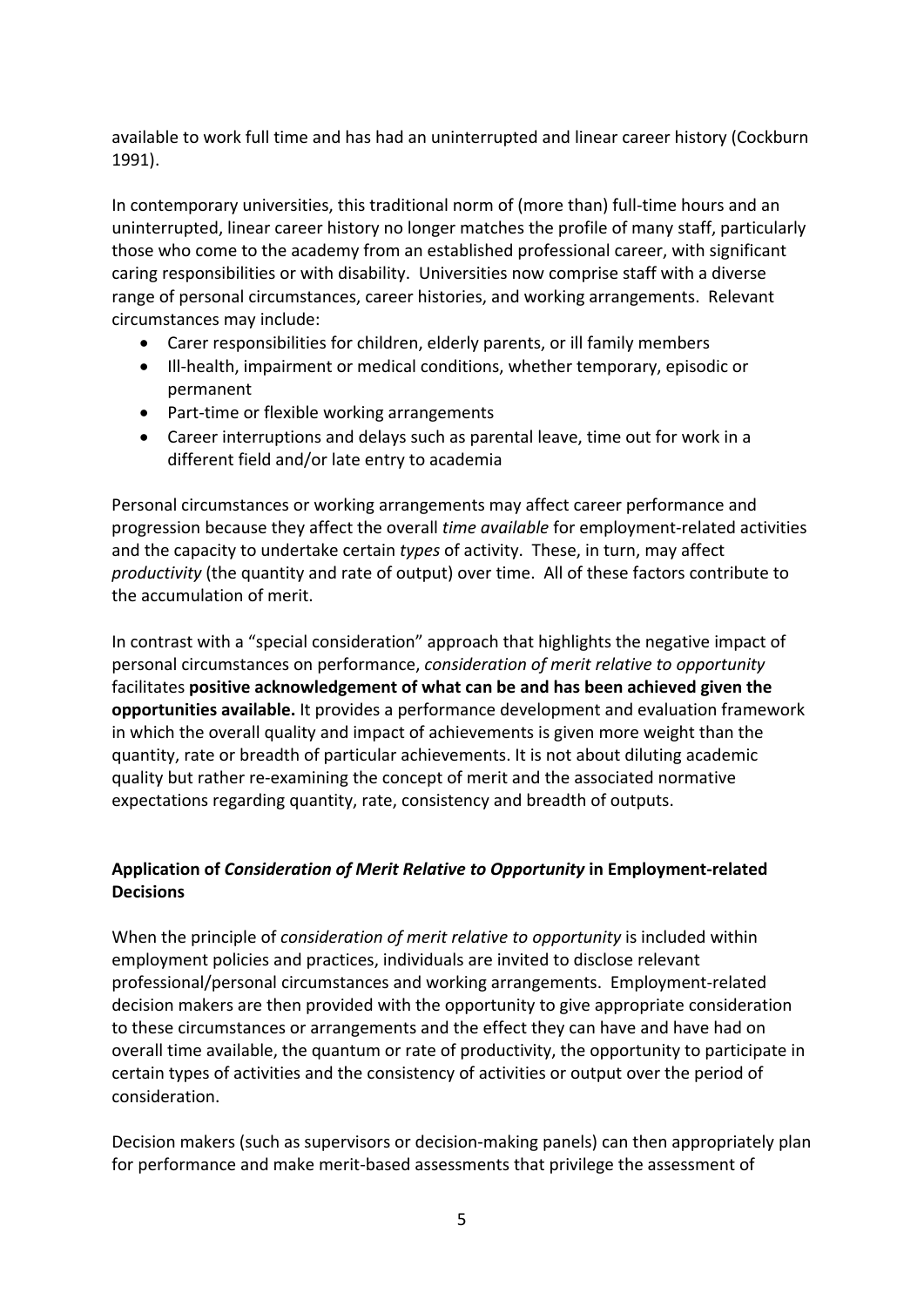available to work full time and has had an uninterrupted and linear career history (Cockburn 1991).

In contemporary universities, this traditional norm of (more than) full-time hours and an uninterrupted, linear career history no longer matches the profile of many staff, particularly those who come to the academy from an established professional career, with significant caring responsibilities or with disability. Universities now comprise staff with a diverse range of personal circumstances, career histories, and working arrangements. Relevant circumstances may include:

- Carer responsibilities for children, elderly parents, or ill family members
- Ill-health, impairment or medical conditions, whether temporary, episodic or permanent
- Part-time or flexible working arrangements
- Career interruptions and delays such as parental leave, time out for work in a different field and/or late entry to academia

Personal circumstances or working arrangements may affect career performance and progression because they affect the overall *time available* for employment-related activities and the capacity to undertake certain *types* of activity. These, in turn, may affect *productivity* (the quantity and rate of output) over time. All of these factors contribute to the accumulation of merit.

In contrast with a "special consideration" approach that highlights the negative impact of personal circumstances on performance, *consideration of merit relative to opportunity* facilitates **positive acknowledgement of what can be and has been achieved given the opportunities available.** It provides a performance development and evaluation framework in which the overall quality and impact of achievements is given more weight than the quantity, rate or breadth of particular achievements. It is not about diluting academic quality but rather re-examining the concept of merit and the associated normative expectations regarding quantity, rate, consistency and breadth of outputs.

## Application of *Consideration of Merit Relative to Opportunity* in Employment-related Decisions

When the principle of *consideration of merit relative to opportunity* is included within employment policies and practices, individuals are invited to disclose relevant professional/personal circumstances and working arrangements. Employment-related decision makers are then provided with the opportunity to give appropriate consideration to these circumstances or arrangements and the effect they can have and have had on overall time available, the quantum or rate of productivity, the opportunity to participate in certain types of activities and the consistency of activities or output over the period of consideration.

Decision makers (such as supervisors or decision-making panels) can then appropriately plan for performance and make merit-based assessments that privilege the assessment of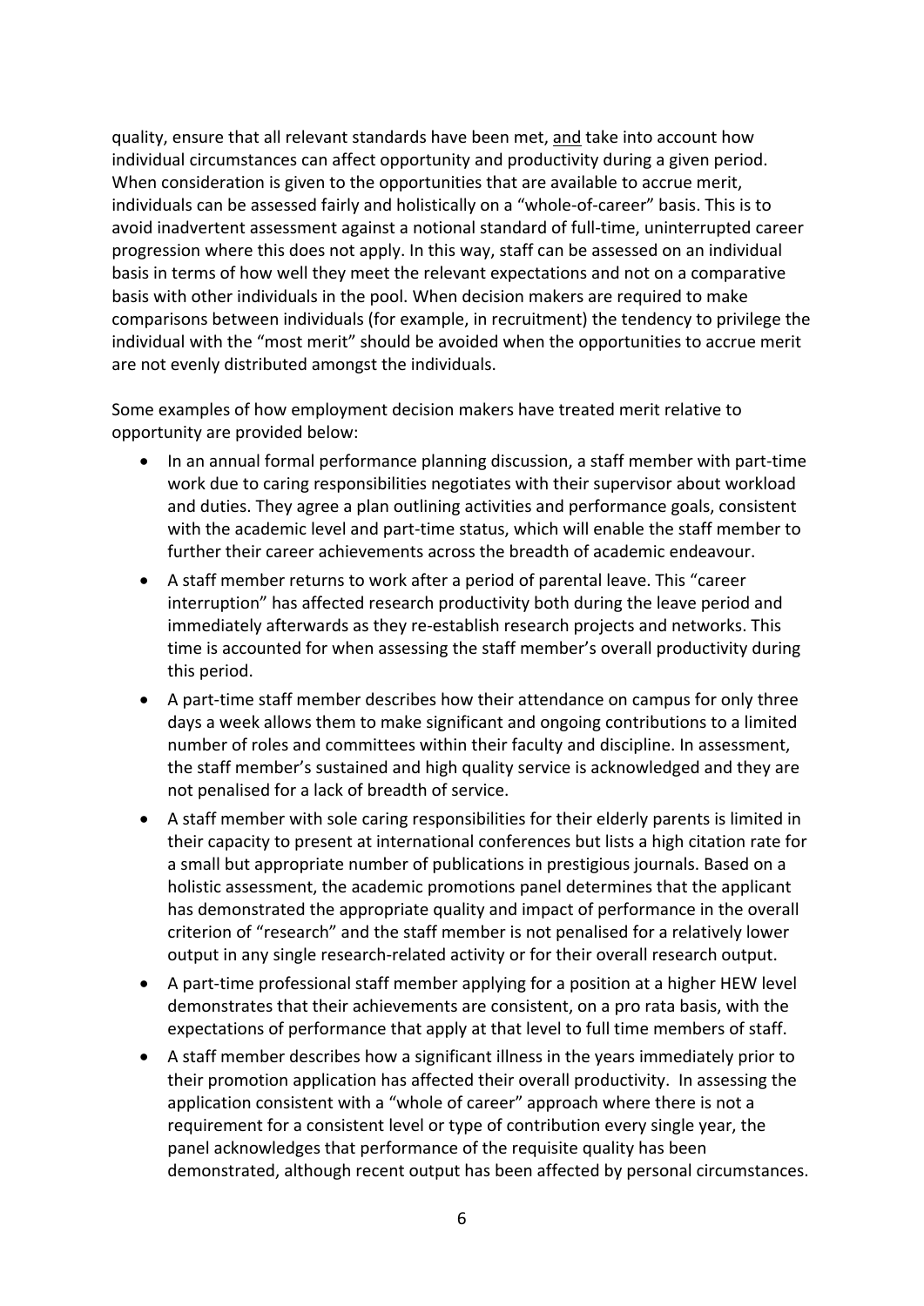quality, ensure that all relevant standards have been met, and take into account how individual circumstances can affect opportunity and productivity during a given period. When consideration is given to the opportunities that are available to accrue merit, individuals can be assessed fairly and holistically on a "whole-of-career" basis. This is to avoid inadvertent assessment against a notional standard of full-time, uninterrupted career progression where this does not apply. In this way, staff can be assessed on an individual basis in terms of how well they meet the relevant expectations and not on a comparative basis with other individuals in the pool. When decision makers are required to make comparisons between individuals (for example, in recruitment) the tendency to privilege the individual with the "most merit" should be avoided when the opportunities to accrue merit are not evenly distributed amongst the individuals.

Some examples of how employment decision makers have treated merit relative to opportunity are provided below:

- In an annual formal performance planning discussion, a staff member with part-time work due to caring responsibilities negotiates with their supervisor about workload and duties. They agree a plan outlining activities and performance goals, consistent with the academic level and part-time status, which will enable the staff member to further their career achievements across the breadth of academic endeavour.
- A staff member returns to work after a period of parental leave. This "career interruption" has affected research productivity both during the leave period and immediately afterwards as they re-establish research projects and networks. This time is accounted for when assessing the staff member's overall productivity during this period.
- A part-time staff member describes how their attendance on campus for only three days a week allows them to make significant and ongoing contributions to a limited number of roles and committees within their faculty and discipline. In assessment, the staff member's sustained and high quality service is acknowledged and they are not penalised for a lack of breadth of service.
- A staff member with sole caring responsibilities for their elderly parents is limited in their capacity to present at international conferences but lists a high citation rate for a small but appropriate number of publications in prestigious journals. Based on a holistic assessment, the academic promotions panel determines that the applicant has demonstrated the appropriate quality and impact of performance in the overall criterion of "research" and the staff member is not penalised for a relatively lower output in any single research-related activity or for their overall research output.
- A part-time professional staff member applying for a position at a higher HEW level demonstrates that their achievements are consistent, on a pro rata basis, with the expectations of performance that apply at that level to full time members of staff.
- A staff member describes how a significant illness in the years immediately prior to their promotion application has affected their overall productivity. In assessing the application consistent with a "whole of career" approach where there is not a requirement for a consistent level or type of contribution every single year, the panel acknowledges that performance of the requisite quality has been demonstrated, although recent output has been affected by personal circumstances.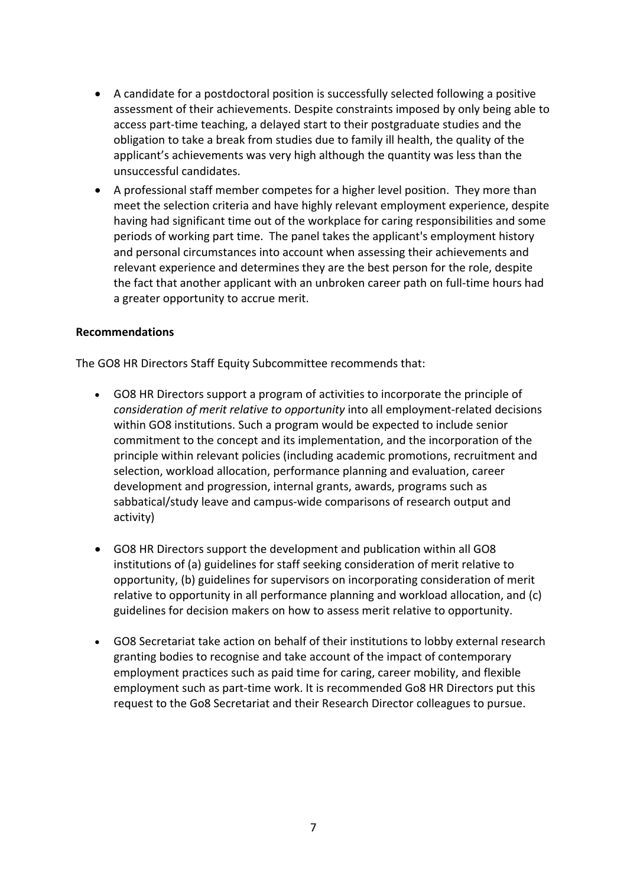- A candidate for a postdoctoral position is successfully selected following a positive assessment of their achievements. Despite constraints imposed by only being able to access part-time teaching, a delayed start to their postgraduate studies and the obligation to take a break from studies due to family ill health, the quality of the applicant's achievements was very high although the quantity was less than the unsuccessful candidates.
- A professional staff member competes for a higher level position. They more than meet the selection criteria and have highly relevant employment experience, despite having had significant time out of the workplace for caring responsibilities and some periods of working part time. The panel takes the applicant's employment history and personal circumstances into account when assessing their achievements and relevant experience and determines they are the best person for the role, despite the fact that another applicant with an unbroken career path on full-time hours had a greater opportunity to accrue merit.

**Recommendations**

The GO8 HR Directors Staff Equity Subcommittee recommends that:

- GO8 HR Directors support a program of activities to incorporate the principle of *consideration of merit relative to opportunity* into all employment-related decisions within GO8 institutions. Such a program would be expected to include senior commitment to the concept and its implementation, and the incorporation of the principle within relevant policies (including academic promotions, recruitment and selection, workload allocation, performance planning and evaluation, career development and progression, internal grants, awards, programs such as sabbatical/study leave and campus-wide comparisons of research output and activity)

- GO8 HR Directors support the development and publication within all GO8 institutions of (a) guidelines for staff seeking consideration of merit relative to opportunity, (b) guidelines for supervisors on incorporating consideration of merit relative to opportunity in all performance planning and workload allocation, and (c) guidelines for decision makers on how to assess merit relative to opportunity.

- GO8 Secretariat take action on behalf of their institutions to lobby external research granting bodies to recognise and take account of the impact of contemporary employment practices such as paid time for caring, career mobility, and flexible employment such as part-time work. It is recommended Go8 HR Directors put this request to the Go8 Secretariat and their Research Director colleagues to pursue.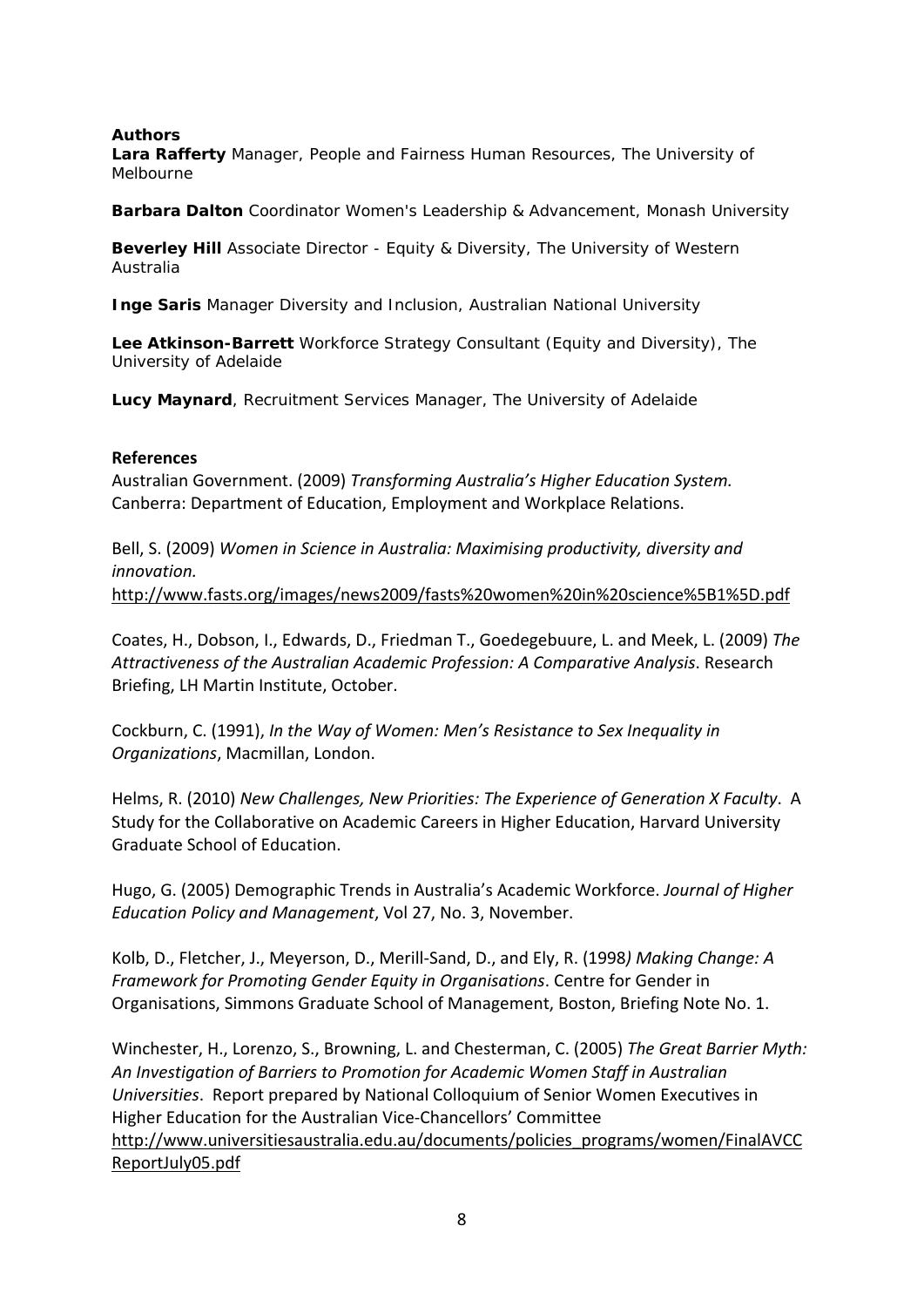**Authors**

**Lara Rafferty** Manager, People and Fairness Human Resources, The University of Melbourne

**Barbara Dalton** Coordinator Women's Leadership & Advancement, Monash University

**Beverley Hill** Associate Director - Equity & Diversity, The University of Western Australia

**Inge Saris** Manager Diversity and Inclusion, Australian National University

**Lee Atkinson-Barrett** Workforce Strategy Consultant (Equity and Diversity), The University of Adelaide

**Lucy Maynard**, Recruitment Services Manager, The University of Adelaide

**References**

Australian Government. (2009) *Transforming Australia's Higher Education System.* Canberra: Department of Education, Employment and Workplace Relations.

Bell, S. (2009) *Women in Science in Australia: Maximising productivity, diversity and innovation.* http://www.fasts.org/images/news2009/fasts%20women%20in%20science%5B1%5D.pdf

Coates, H., Dobson, I., Edwards, D., Friedman T., Goedegebuure, L. and Meek, L. (2009) *The Attractiveness of the Australian Academic Profession: A Comparative Analysis*. Research Briefing, LH Martin Institute, October.

Cockburn, C. (1991), *In the Way of Women: Men's Resistance to Sex Inequality in Organizations*, Macmillan, London.

Helms, R. (2010) *New Challenges, New Priorities: The Experience of Generation X Faculty*. A Study for the Collaborative on Academic Careers in Higher Education, Harvard University Graduate School of Education.

Hugo, G. (2005) Demographic Trends in Australia's Academic Workforce. *Journal of Higher Education Policy and Management*, Vol 27, No. 3, November.

Kolb, D., Fletcher, J., Meyerson, D., Merill-Sand, D., and Ely, R. (1998*) Making Change: A Framework for Promoting Gender Equity in Organisations*. Centre for Gender in Organisations, Simmons Graduate School of Management, Boston, Briefing Note No. 1.

Winchester, H., Lorenzo, S., Browning, L. and Chesterman, C. (2005) *The Great Barrier Myth: An Investigation of Barriers to Promotion for Academic Women Staff in Australian Universities*. Report prepared by National Colloquium of Senior Women Executives in Higher Education for the Australian Vice-Chancellors' Committee http://www.universitiesaustralia.edu.au/documents/policies_programs/women/FinalAVCCReportJuly05.pdf